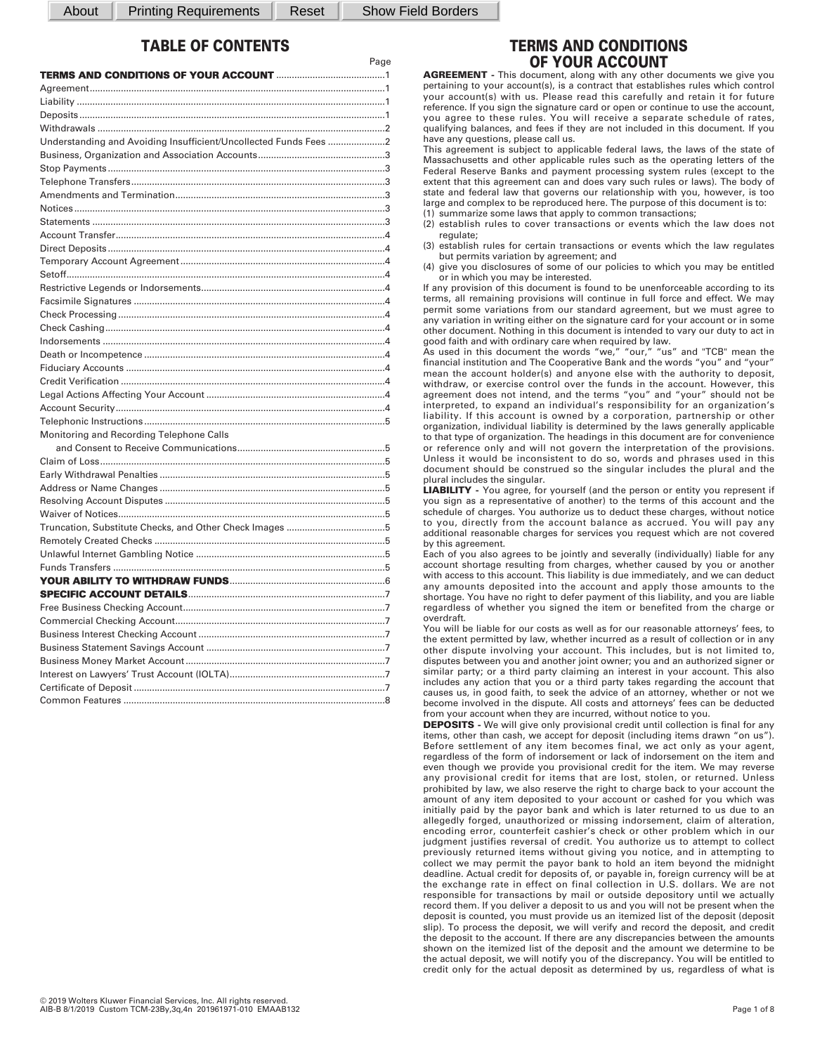## TABLE OF CONTENTS

| | Page |
|---|---|
| **TERMS AND CONDITIONS OF YOUR ACCOUNT** | 1 |
| Agreement | 1 |
| Liability | 1 |
| Deposits | 1 |
| Withdrawals | 2 |
| Understanding and Avoiding Insufficient/Uncollected Funds Fees | 2 |
| Business, Organization and Association Accounts | 3 |
| Stop Payments | 3 |
| Telephone Transfers | 3 |
| Amendments and Termination | 3 |
| Notices | 3 |
| Statements | 3 |
| Account Transfer | 4 |
| Direct Deposits | 4 |
| Temporary Account Agreement | 4 |
| Setoff | 4 |
| Restrictive Legends or Indorsements | 4 |
| Facsimile Signatures | 4 |
| Check Processing | 4 |
| Check Cashing | 4 |
| Indorsements | 4 |
| Death or Incompetence | 4 |
| Fiduciary Accounts | 4 |
| Credit Verification | 4 |
| Legal Actions Affecting Your Account | 4 |
| Account Security | 4 |
| Telephonic Instructions | 5 |
| Monitoring and Recording Telephone Calls and Consent to Receive Communications | 5 |
| Claim of Loss | 5 |
| Early Withdrawal Penalties | 5 |
| Address or Name Changes | 5 |
| Resolving Account Disputes | 5 |
| Waiver of Notices | 5 |
| Truncation, Substitute Checks, and Other Check Images | 5 |
| Remotely Created Checks | 5 |
| Unlawful Internet Gambling Notice | 5 |
| Funds Transfers | 5 |
| **YOUR ABILITY TO WITHDRAW FUNDS** | 6 |
| **SPECIFIC ACCOUNT DETAILS** | 7 |
| Free Business Checking Account | 7 |
| Commercial Checking Account | 7 |
| Business Interest Checking Account | 7 |
| Business Statement Savings Account | 7 |
| Business Money Market Account | 7 |
| Interest on Lawyers' Trust Account (IOLTA) | 7 |
| Certificate of Deposit | 7 |
| Common Features | 8 |

## TERMS AND CONDITIONS OF YOUR ACCOUNT

**AGREEMENT -** This document, along with any other documents we give you pertaining to your account(s), is a contract that establishes rules which control your account(s) with us. Please read this carefully and retain it for future reference. If you sign the signature card or open or continue to use the account, you agree to these rules. You will receive a separate schedule of rates, qualifying balances, and fees if they are not included in this document. If you have any questions, please call us.

This agreement is subject to applicable federal laws, the laws of the state of Massachusetts and other applicable rules such as the operating letters of the Federal Reserve Banks and payment processing system rules (except to the extent that this agreement can and does vary such rules or laws). The body of state and federal law that governs our relationship with you, however, is too large and complex to be reproduced here. The purpose of this document is to:

(1) summarize some laws that apply to common transactions;
(2) establish rules to cover transactions or events which the law does not regulate;
(3) establish rules for certain transactions or events which the law regulates but permits variation by agreement; and
(4) give you disclosures of some of our policies to which you may be entitled or in which you may be interested.

If any provision of this document is found to be unenforceable according to its terms, all remaining provisions will continue in full force and effect. We may permit some variations from our standard agreement, but we must agree to any variation in writing either on the signature card for your account or in some other document. Nothing in this document is intended to vary our duty to act in good faith and with ordinary care when required by law.

As used in this document the words "we," "our," "us" and "TCB" mean the financial institution and The Cooperative Bank and the words "you" and "your" mean the account holder(s) and anyone else with the authority to deposit, withdraw, or exercise control over the funds in the account. However, this agreement does not intend, and the terms "you" and "your" should not be interpreted, to expand an individual's responsibility for an organization's liability. If this account is owned by a corporation, partnership or other organization, individual liability is determined by the laws generally applicable to that type of organization. The headings in this document are for convenience or reference only and will not govern the interpretation of the provisions. Unless it would be inconsistent to do so, words and phrases used in this document should be construed so the singular includes the plural and the plural includes the singular.

**LIABILITY -** You agree, for yourself (and the person or entity you represent if you sign as a representative of another) to the terms of this account and the schedule of charges. You authorize us to deduct these charges, without notice to you, directly from the account balance as accrued. You will pay any additional reasonable charges for services you request which are not covered by this agreement.

Each of you also agrees to be jointly and severally (individually) liable for any account shortage resulting from charges, whether caused by you or another with access to this account. This liability is due immediately, and we can deduct any amounts deposited into the account and apply those amounts to the shortage. You have no right to defer payment of this liability, and you are liable regardless of whether you signed the item or benefited from the charge or overdraft.

You will be liable for our costs as well as for our reasonable attorneys' fees, to the extent permitted by law, whether incurred as a result of collection or in any other dispute involving your account. This includes, but is not limited to, disputes between you and another joint owner; you and an authorized signer or similar party; or a third party claiming an interest in your account. This also includes any action that you or a third party takes regarding the account that causes us, in good faith, to seek the advice of an attorney, whether or not we become involved in the dispute. All costs and attorneys' fees can be deducted from your account when they are incurred, without notice to you.

**DEPOSITS -** We will give only provisional credit until collection is final for any items, other than cash, we accept for deposit (including items drawn "on us"). Before settlement of any item becomes final, we act only as your agent, regardless of the form of indorsement or lack of indorsement on the item and even though we provide you provisional credit for the item. We may reverse any provisional credit for items that are lost, stolen, or returned. Unless prohibited by law, we also reserve the right to charge back to your account the amount of any item deposited to your account or cashed for you which was initially paid by the payor bank and which is later returned to us due to an allegedly forged, unauthorized or missing indorsement, claim of alteration, encoding error, counterfeit cashier's check or other problem which in our judgment justifies reversal of credit. You authorize us to attempt to collect previously returned items without giving you notice, and in attempting to collect we may permit the payor bank to hold an item beyond the midnight deadline. Actual credit for deposits of, or payable in, foreign currency will be at the exchange rate in effect on final collection in U.S. dollars. We are not responsible for transactions by mail or outside depository until we actually record them. If you deliver a deposit to us and you will not be present when the deposit is counted, you must provide us an itemized list of the deposit (deposit slip). To process the deposit, we will verify and record the deposit, and credit the deposit to the account. If there are any discrepancies between the amounts shown on the itemized list of the deposit and the amount we determine to be the actual deposit, we will notify you of the discrepancy. You will be entitled to credit only for the actual deposit as determined by us, regardless of what is

© 2019 Wolters Kluwer Financial Services, Inc. All rights reserved.
AIB-B 8/1/2019 Custom TCM-23By,3q,4n 201961971-010 EMAAB132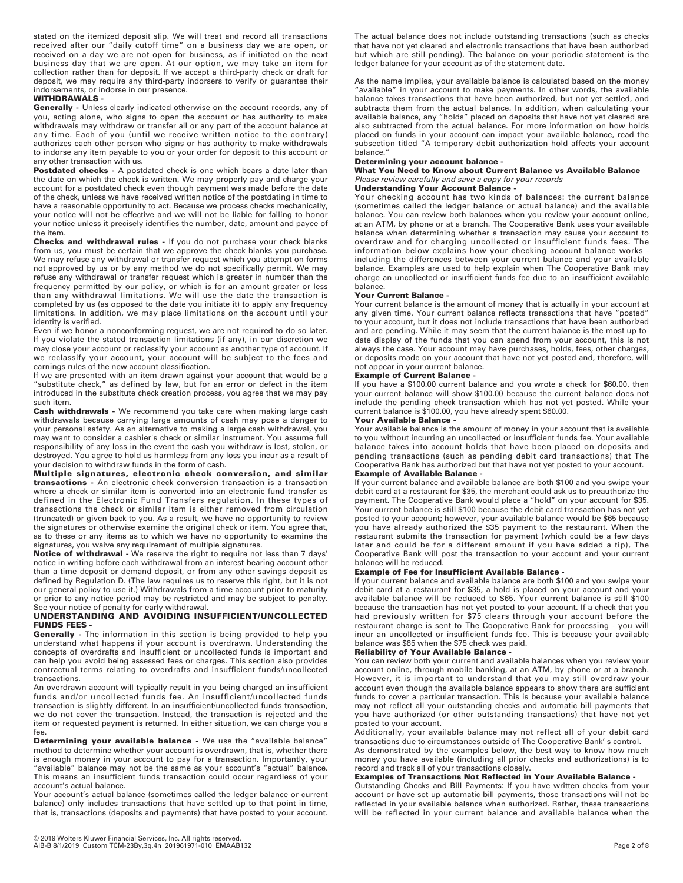stated on the itemized deposit slip. We will treat and record all transactions received after our "daily cutoff time" on a business day we are open, or received on a day we are not open for business, as if initiated on the next business day that we are open. At our option, we may take an item for collection rather than for deposit. If we accept a third-party check or draft for deposit, we may require any third-party indorsers to verify or guarantee their indorsements, or indorse in our presence.

**WITHDRAWALS -**

**Generally -** Unless clearly indicated otherwise on the account records, any of you, acting alone, who signs to open the account or has authority to make withdrawals may withdraw or transfer all or any part of the account balance at any time. Each of you (until we receive written notice to the contrary) authorizes each other person who signs or has authority to make withdrawals to indorse any item payable to you or your order for deposit to this account or any other transaction with us.

**Postdated checks -** A postdated check is one which bears a date later than the date on which the check is written. We may properly pay and charge your account for a postdated check even though payment was made before the date of the check, unless we have received written notice of the postdating in time to have a reasonable opportunity to act. Because we process checks mechanically, your notice will not be effective and we will not be liable for failing to honor your notice unless it precisely identifies the number, date, amount and payee of the item.

**Checks and withdrawal rules -** If you do not purchase your check blanks from us, you must be certain that we approve the check blanks you purchase. We may refuse any withdrawal or transfer request which you attempt on forms not approved by us or by any method we do not specifically permit. We may refuse any withdrawal or transfer request which is greater in number than the frequency permitted by our policy, or which is for an amount greater or less than any withdrawal limitations. We will use the date the transaction is completed by us (as opposed to the date you initiate it) to apply any frequency limitations. In addition, we may place limitations on the account until your identity is verified.

Even if we honor a nonconforming request, we are not required to do so later. If you violate the stated transaction limitations (if any), in our discretion we may close your account or reclassify your account as another type of account. If we reclassify your account, your account will be subject to the fees and earnings rules of the new account classification.

If we are presented with an item drawn against your account that would be a "substitute check," as defined by law, but for an error or defect in the item introduced in the substitute check creation process, you agree that we may pay such item.

**Cash withdrawals -** We recommend you take care when making large cash withdrawals because carrying large amounts of cash may pose a danger to your personal safety. As an alternative to making a large cash withdrawal, you may want to consider a cashier's check or similar instrument. You assume full responsibility of any loss in the event the cash you withdraw is lost, stolen, or destroyed. You agree to hold us harmless from any loss you incur as a result of your decision to withdraw funds in the form of cash.

**Multiple signatures, electronic check conversion, and similar transactions -** An electronic check conversion transaction is a transaction where a check or similar item is converted into an electronic fund transfer as defined in the Electronic Fund Transfers regulation. In these types of transactions the check or similar item is either removed from circulation (truncated) or given back to you. As a result, we have no opportunity to review the signatures or otherwise examine the original check or item. You agree that, as to these or any items as to which we have no opportunity to examine the signatures, you waive any requirement of multiple signatures.

**Notice of withdrawal -** We reserve the right to require not less than 7 days' notice in writing before each withdrawal from an interest-bearing account other than a time deposit or demand deposit, or from any other savings deposit as defined by Regulation D. (The law requires us to reserve this right, but it is not our general policy to use it.) Withdrawals from a time account prior to maturity or prior to any notice period may be restricted and may be subject to penalty. See your notice of penalty for early withdrawal.

**UNDERSTANDING AND AVOIDING INSUFFICIENT/UNCOLLECTED FUNDS FEES -**

**Generally -** The information in this section is being provided to help you understand what happens if your account is overdrawn. Understanding the concepts of overdrafts and insufficient or uncollected funds is important and can help you avoid being assessed fees or charges. This section also provides contractual terms relating to overdrafts and insufficient funds/uncollected transactions.

An overdrawn account will typically result in you being charged an insufficient funds and/or uncollected funds fee. An insufficient/uncollected funds transaction is slightly different. In an insufficient/uncollected funds transaction, we do not cover the transaction. Instead, the transaction is rejected and the item or requested payment is returned. In either situation, we can charge you a fee.

**Determining your available balance -** We use the "available balance" method to determine whether your account is overdrawn, that is, whether there is enough money in your account to pay for a transaction. Importantly, your "available" balance may not be the same as your account's "actual" balance. This means an insufficient funds transaction could occur regardless of your account's actual balance.

Your account's actual balance (sometimes called the ledger balance or current balance) only includes transactions that have settled up to that point in time, that is, transactions (deposits and payments) that have posted to your account. The actual balance does not include outstanding transactions (such as checks that have not yet cleared and electronic transactions that have been authorized but which are still pending). The balance on your periodic statement is the ledger balance for your account as of the statement date.

As the name implies, your available balance is calculated based on the money "available" in your account to make payments. In other words, the available balance takes transactions that have been authorized, but not yet settled, and subtracts them from the actual balance. In addition, when calculating your available balance, any "holds" placed on deposits that have not yet cleared are also subtracted from the actual balance. For more information on how holds placed on funds in your account can impact your available balance, read the subsection titled "A temporary debit authorization hold affects your account balance."

**Determining your account balance -**

**What You Need to Know about Current Balance vs Available Balance**

*Please review carefully and save a copy for your records*

**Understanding Your Account Balance -**

Your checking account has two kinds of balances: the current balance (sometimes called the ledger balance or actual balance) and the available balance. You can review both balances when you review your account online, at an ATM, by phone or at a branch. The Cooperative Bank uses your available balance when determining whether a transaction may cause your account to overdraw and for charging uncollected or insufficient funds fees. The information below explains how your checking account balance works - including the differences between your current balance and your available balance. Examples are used to help explain when The Cooperative Bank may charge an uncollected or insufficient funds fee due to an insufficient available balance.

**Your Current Balance -**

Your current balance is the amount of money that is actually in your account at any given time. Your current balance reflects transactions that have "posted" to your account, but it does not include transactions that have been authorized and are pending. While it may seem that the current balance is the most up-to-date display of the funds that you can spend from your account, this is not always the case. Your account may have purchases, holds, fees, other charges, or deposits made on your account that have not yet posted and, therefore, will not appear in your current balance.

**Example of Current Balance -**

If you have a $100.00 current balance and you wrote a check for $60.00, then your current balance will show $100.00 because the current balance does not include the pending check transaction which has not yet posted. While your current balance is $100.00, you have already spent $60.00.

**Your Available Balance -**

Your available balance is the amount of money in your account that is available to you without incurring an uncollected or insufficient funds fee. Your available balance takes into account holds that have been placed on deposits and pending transactions (such as pending debit card transactions) that The Cooperative Bank has authorized but that have not yet posted to your account.

**Example of Available Balance -**

If your current balance and available balance are both $100 and you swipe your debit card at a restaurant for $35, the merchant could ask us to preauthorize the payment. The Cooperative Bank would place a "hold" on your account for $35. Your current balance is still $100 because the debit card transaction has not yet posted to your account; however, your available balance would be $65 because you have already authorized the $35 payment to the restaurant. When the restaurant submits the transaction for payment (which could be a few days later and could be for a different amount if you have added a tip), The Cooperative Bank will post the transaction to your account and your current balance will be reduced.

**Example of Fee for Insufficient Available Balance -**

If your current balance and available balance are both $100 and you swipe your debit card at a restaurant for $35, a hold is placed on your account and your available balance will be reduced to $65. Your current balance is still $100 because the transaction has not yet posted to your account. If a check that you had previously written for $75 clears through your account before the restaurant charge is sent to The Cooperative Bank for processing - you will incur an uncollected or insufficient funds fee. This is because your available balance was $65 when the $75 check was paid.

**Reliability of Your Available Balance -**

You can review both your current and available balances when you review your account online, through mobile banking, at an ATM, by phone or at a branch. However, it is important to understand that you may still overdraw your account even though the available balance appears to show there are sufficient funds to cover a particular transaction. This is because your available balance may not reflect all your outstanding checks and automatic bill payments that you have authorized (or other outstanding transactions) that have not yet posted to your account.

Additionally, your available balance may not reflect all of your debit card transactions due to circumstances outside of The Cooperative Bank' s control.

As demonstrated by the examples below, the best way to know how much money you have available (including all prior checks and authorizations) is to record and track all of your transactions closely.

**Examples of Transactions Not Reflected in Your Available Balance -**

Outstanding Checks and Bill Payments: If you have written checks from your account or have set up automatic bill payments, those transactions will not be reflected in your available balance when authorized. Rather, these transactions will be reflected in your current balance and available balance when the

© 2019 Wolters Kluwer Financial Services, Inc. All rights reserved.
AIB-B 8/1/2019 Custom TCM-23By,3q,4n 201961971-010 EMAAB132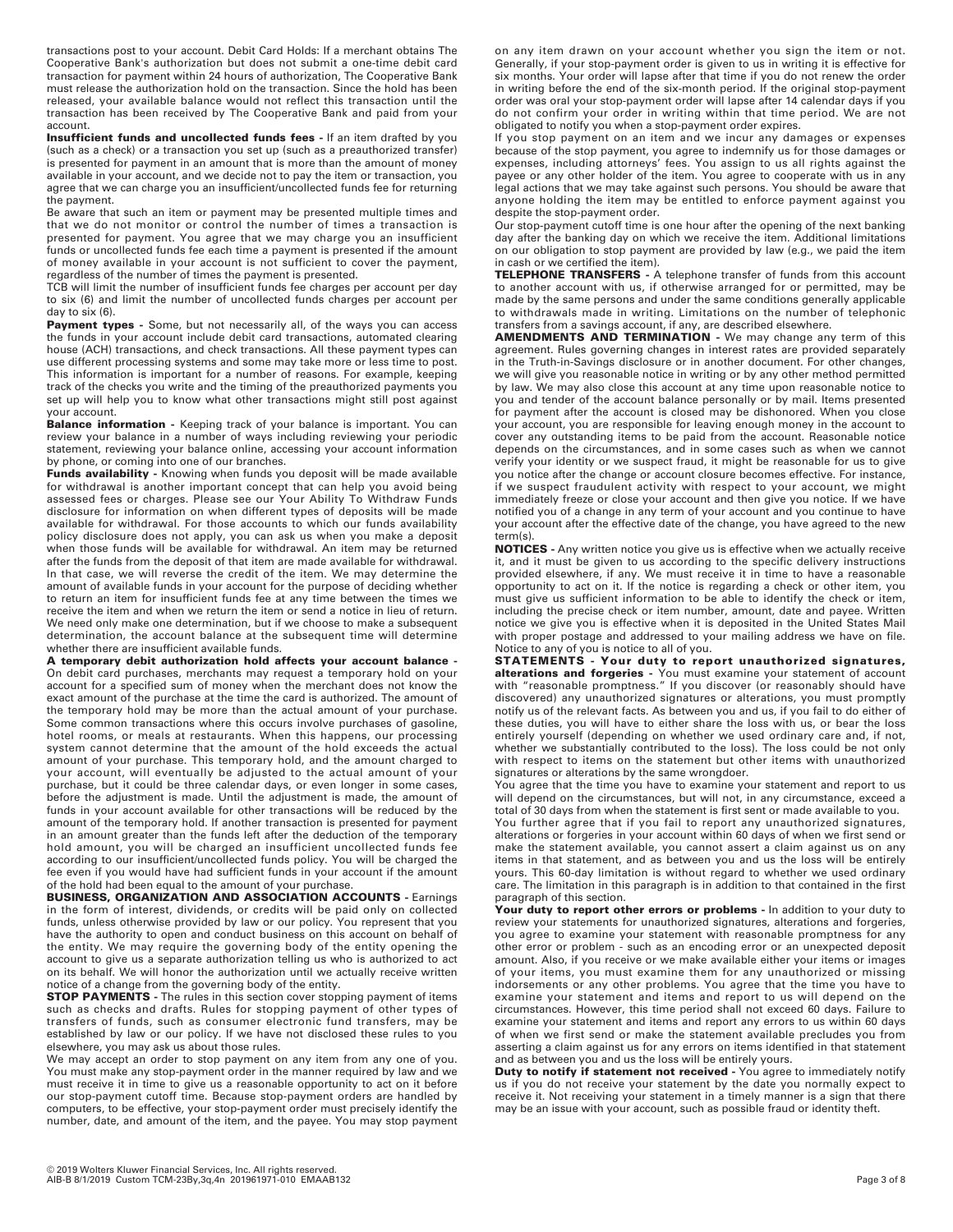transactions post to your account. Debit Card Holds: If a merchant obtains The Cooperative Bank's authorization but does not submit a one-time debit card transaction for payment within 24 hours of authorization, The Cooperative Bank must release the authorization hold on the transaction. Since the hold has been released, your available balance would not reflect this transaction until the transaction has been received by The Cooperative Bank and paid from your account.

**Insufficient funds and uncollected funds fees -** If an item drafted by you (such as a check) or a transaction you set up (such as a preauthorized transfer) is presented for payment in an amount that is more than the amount of money available in your account, and we decide not to pay the item or transaction, you agree that we can charge you an insufficient/uncollected funds fee for returning the payment.

Be aware that such an item or payment may be presented multiple times and that we do not monitor or control the number of times a transaction is presented for payment. You agree that we may charge you an insufficient funds or uncollected funds fee each time a payment is presented if the amount of money available in your account is not sufficient to cover the payment, regardless of the number of times the payment is presented.

TCB will limit the number of insufficient funds fee charges per account per day to six (6) and limit the number of uncollected funds charges per account per day to six (6).

**Payment types -** Some, but not necessarily all, of the ways you can access the funds in your account include debit card transactions, automated clearing house (ACH) transactions, and check transactions. All these payment types can use different processing systems and some may take more or less time to post. This information is important for a number of reasons. For example, keeping track of the checks you write and the timing of the preauthorized payments you set up will help you to know what other transactions might still post against your account.

**Balance information -** Keeping track of your balance is important. You can review your balance in a number of ways including reviewing your periodic statement, reviewing your balance online, accessing your account information by phone, or coming into one of our branches.

**Funds availability -** Knowing when funds you deposit will be made available for withdrawal is another important concept that can help you avoid being assessed fees or charges. Please see our Your Ability To Withdraw Funds disclosure for information on when different types of deposits will be made available for withdrawal. For those accounts to which our funds availability policy disclosure does not apply, you can ask us when you make a deposit when those funds will be available for withdrawal. An item may be returned after the funds from the deposit of that item are made available for withdrawal. In that case, we will reverse the credit of the item. We may determine the amount of available funds in your account for the purpose of deciding whether to return an item for insufficient funds fee at any time between the times we receive the item and when we return the item or send a notice in lieu of return. We need only make one determination, but if we choose to make a subsequent determination, the account balance at the subsequent time will determine whether there are insufficient available funds.

**A temporary debit authorization hold affects your account balance -** On debit card purchases, merchants may request a temporary hold on your account for a specified sum of money when the merchant does not know the exact amount of the purchase at the time the card is authorized. The amount of the temporary hold may be more than the actual amount of your purchase. Some common transactions where this occurs involve purchases of gasoline, hotel rooms, or meals at restaurants. When this happens, our processing system cannot determine that the amount of the hold exceeds the actual amount of your purchase. This temporary hold, and the amount charged to your account, will eventually be adjusted to the actual amount of your purchase, but it could be three calendar days, or even longer in some cases, before the adjustment is made. Until the adjustment is made, the amount of funds in your account available for other transactions will be reduced by the amount of the temporary hold. If another transaction is presented for payment in an amount greater than the funds left after the deduction of the temporary hold amount, you will be charged an insufficient uncollected funds fee according to our insufficient/uncollected funds policy. You will be charged the fee even if you would have had sufficient funds in your account if the amount of the hold had been equal to the amount of your purchase.

**BUSINESS, ORGANIZATION AND ASSOCIATION ACCOUNTS -** Earnings in the form of interest, dividends, or credits will be paid only on collected funds, unless otherwise provided by law or our policy. You represent that you have the authority to open and conduct business on this account on behalf of the entity. We may require the governing body of the entity opening the account to give us a separate authorization telling us who is authorized to act on its behalf. We will honor the authorization until we actually receive written notice of a change from the governing body of the entity.

**STOP PAYMENTS -** The rules in this section cover stopping payment of items such as checks and drafts. Rules for stopping payment of other types of transfers of funds, such as consumer electronic fund transfers, may be established by law or our policy. If we have not disclosed these rules to you elsewhere, you may ask us about those rules.

We may accept an order to stop payment on any item from any one of you. You must make any stop-payment order in the manner required by law and we must receive it in time to give us a reasonable opportunity to act on it before our stop-payment cutoff time. Because stop-payment orders are handled by computers, to be effective, your stop-payment order must precisely identify the number, date, and amount of the item, and the payee. You may stop payment on any item drawn on your account whether you sign the item or not. Generally, if your stop-payment order is given to us in writing it is effective for six months. Your order will lapse after that time if you do not renew the order in writing before the end of the six-month period. If the original stop-payment order was oral your stop-payment order will lapse after 14 calendar days if you do not confirm your order in writing within that time period. We are not obligated to notify you when a stop-payment order expires.

If you stop payment on an item and we incur any damages or expenses because of the stop payment, you agree to indemnify us for those damages or expenses, including attorneys' fees. You assign to us all rights against the payee or any other holder of the item. You agree to cooperate with us in any legal actions that we may take against such persons. You should be aware that anyone holding the item may be entitled to enforce payment against you despite the stop-payment order.

Our stop-payment cutoff time is one hour after the opening of the next banking day after the banking day on which we receive the item. Additional limitations on our obligation to stop payment are provided by law (e.g., we paid the item in cash or we certified the item).

**TELEPHONE TRANSFERS -** A telephone transfer of funds from this account to another account with us, if otherwise arranged for or permitted, may be made by the same persons and under the same conditions generally applicable to withdrawals made in writing. Limitations on the number of telephonic transfers from a savings account, if any, are described elsewhere.

**AMENDMENTS AND TERMINATION -** We may change any term of this agreement. Rules governing changes in interest rates are provided separately in the Truth-in-Savings disclosure or in another document. For other changes, we will give you reasonable notice in writing or by any other method permitted by law. We may also close this account at any time upon reasonable notice to you and tender of the account balance personally or by mail. Items presented for payment after the account is closed may be dishonored. When you close your account, you are responsible for leaving enough money in the account to cover any outstanding items to be paid from the account. Reasonable notice depends on the circumstances, and in some cases such as when we cannot verify your identity or we suspect fraud, it might be reasonable for us to give you notice after the change or account closure becomes effective. For instance, if we suspect fraudulent activity with respect to your account, we might immediately freeze or close your account and then give you notice. If we have notified you of a change in any term of your account and you continue to have your account after the effective date of the change, you have agreed to the new term(s).

**NOTICES -** Any written notice you give us is effective when we actually receive it, and it must be given to us according to the specific delivery instructions provided elsewhere, if any. We must receive it in time to have a reasonable opportunity to act on it. If the notice is regarding a check or other item, you must give us sufficient information to be able to identify the check or item, including the precise check or item number, amount, date and payee. Written notice we give you is effective when it is deposited in the United States Mail with proper postage and addressed to your mailing address we have on file. Notice to any of you is notice to all of you.

**STATEMENTS - Your duty to report unauthorized signatures, alterations and forgeries -** You must examine your statement of account with "reasonable promptness." If you discover (or reasonably should have discovered) any unauthorized signatures or alterations, you must promptly notify us of the relevant facts. As between you and us, if you fail to do either of these duties, you will have to either share the loss with us, or bear the loss entirely yourself (depending on whether we used ordinary care and, if not, whether we substantially contributed to the loss). The loss could be not only with respect to items on the statement but other items with unauthorized signatures or alterations by the same wrongdoer.

You agree that the time you have to examine your statement and report to us will depend on the circumstances, but will not, in any circumstance, exceed a total of 30 days from when the statement is first sent or made available to you.

You further agree that if you fail to report any unauthorized signatures, alterations or forgeries in your account within 60 days of when we first send or make the statement available, you cannot assert a claim against us on any items in that statement, and as between you and us the loss will be entirely yours. This 60-day limitation is without regard to whether we used ordinary care. The limitation in this paragraph is in addition to that contained in the first paragraph of this section.

**Your duty to report other errors or problems -** In addition to your duty to review your statements for unauthorized signatures, alterations and forgeries, you agree to examine your statement with reasonable promptness for any other error or problem - such as an encoding error or an unexpected deposit amount. Also, if you receive or we make available either your items or images of your items, you must examine them for any unauthorized or missing indorsements or any other problems. You agree that the time you have to examine your statement and items and report to us will depend on the circumstances. However, this time period shall not exceed 60 days. Failure to examine your statement and items and report any errors to us within 60 days of when we first send or make the statement available precludes you from asserting a claim against us for any errors on items identified in that statement and as between you and us the loss will be entirely yours.

**Duty to notify if statement not received -** You agree to immediately notify us if you do not receive your statement by the date you normally expect to receive it. Not receiving your statement in a timely manner is a sign that there may be an issue with your account, such as possible fraud or identity theft.

© 2019 Wolters Kluwer Financial Services, Inc. All rights reserved.
AIB-B 8/1/2019 Custom TCM-23By,3q,4n 201961971-010 EMAAB132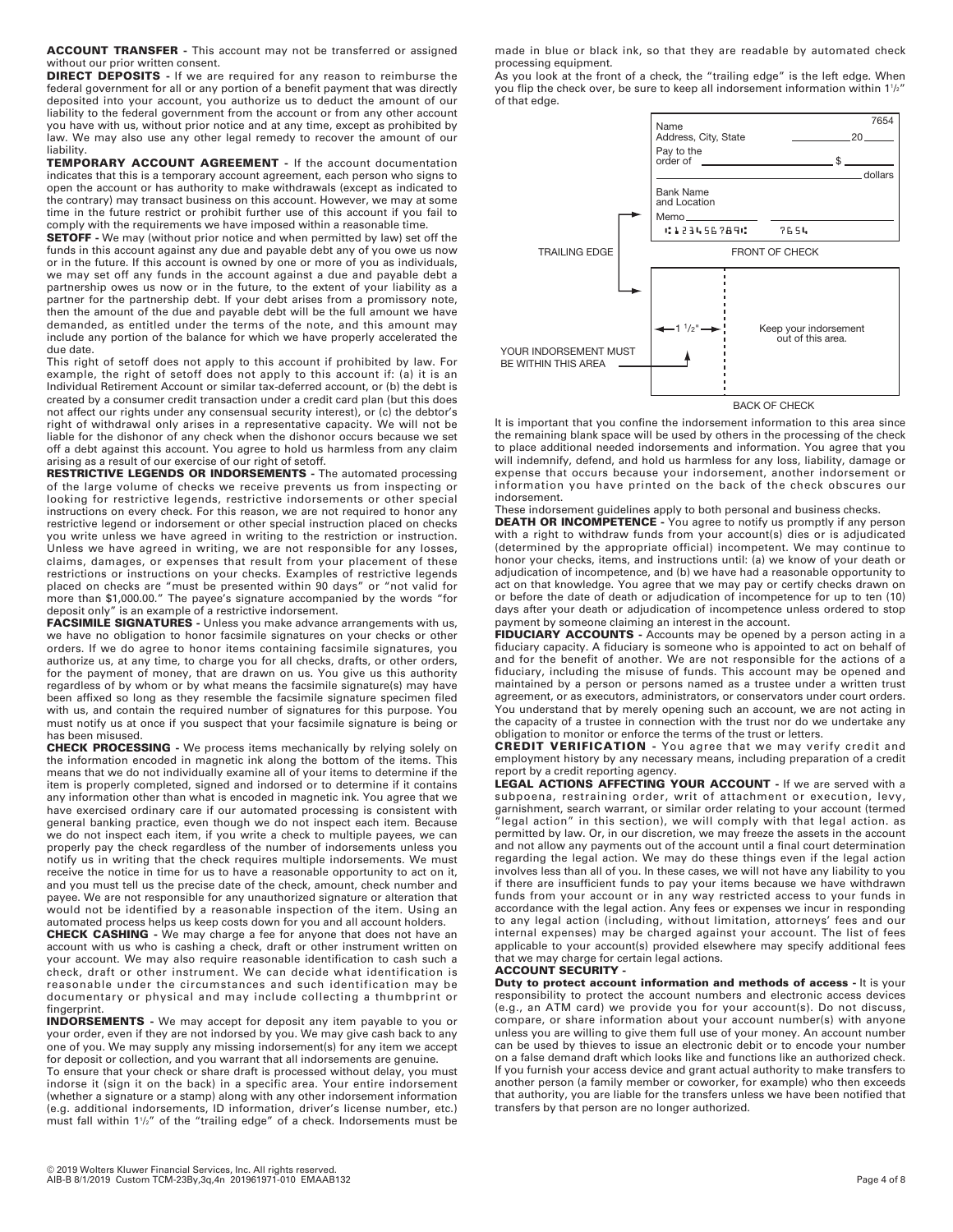**ACCOUNT TRANSFER -** This account may not be transferred or assigned without our prior written consent.

**DIRECT DEPOSITS -** If we are required for any reason to reimburse the federal government for all or any portion of a benefit payment that was directly deposited into your account, you authorize us to deduct the amount of our liability to the federal government from the account or from any other account you have with us, without prior notice and at any time, except as prohibited by law. We may also use any other legal remedy to recover the amount of our liability.

**TEMPORARY ACCOUNT AGREEMENT -** If the account documentation indicates that this is a temporary account agreement, each person who signs to open the account or has authority to make withdrawals (except as indicated to the contrary) may transact business on this account. However, we may at some time in the future restrict or prohibit further use of this account if you fail to comply with the requirements we have imposed within a reasonable time.

**SETOFF -** We may (without prior notice and when permitted by law) set off the funds in this account against any due and payable debt any of you owe us now or in the future. If this account is owned by one or more of you as individuals, we may set off any funds in the account against a due and payable debt a partnership owes us now or in the future, to the extent of your liability as a partner for the partnership debt. If your debt arises from a promissory note, then the amount of the due and payable debt will be the full amount we have demanded, as entitled under the terms of the note, and this amount may include any portion of the balance for which we have properly accelerated the due date.

This right of setoff does not apply to this account if prohibited by law. For example, the right of setoff does not apply to this account if: (a) it is an Individual Retirement Account or similar tax-deferred account, or (b) the debt is created by a consumer credit transaction under a credit card plan (but this does not affect our rights under any consensual security interest), or (c) the debtor's right of withdrawal only arises in a representative capacity. We will not be liable for the dishonor of any check when the dishonor occurs because we set off a debt against this account. You agree to hold us harmless from any claim arising as a result of our exercise of our right of setoff.

**RESTRICTIVE LEGENDS OR INDORSEMENTS -** The automated processing of the large volume of checks we receive prevents us from inspecting or looking for restrictive legends, restrictive indorsements or other special instructions on every check. For this reason, we are not required to honor any restrictive legend or indorsement or other special instruction placed on checks you write unless we have agreed in writing to the restriction or instruction. Unless we have agreed in writing, we are not responsible for any losses, claims, damages, or expenses that result from your placement of these restrictions or instructions on your checks. Examples of restrictive legends placed on checks are "must be presented within 90 days" or "not valid for more than $1,000.00." The payee's signature accompanied by the words "for deposit only" is an example of a restrictive indorsement.

**FACSIMILE SIGNATURES -** Unless you make advance arrangements with us, we have no obligation to honor facsimile signatures on your checks or other orders. If we do agree to honor items containing facsimile signatures, you authorize us, at any time, to charge you for all checks, drafts, or other orders, for the payment of money, that are drawn on us. You give us this authority regardless of by whom or by what means the facsimile signature(s) may have been affixed so long as they resemble the facsimile signature specimen filed with us, and contain the required number of signatures for this purpose. You must notify us at once if you suspect that your facsimile signature is being or has been misused.

**CHECK PROCESSING -** We process items mechanically by relying solely on the information encoded in magnetic ink along the bottom of the items. This means that we do not individually examine all of your items to determine if the item is properly completed, signed and indorsed or to determine if it contains any information other than what is encoded in magnetic ink. You agree that we have exercised ordinary care if our automated processing is consistent with general banking practice, even though we do not inspect each item. Because we do not inspect each item, if you write a check to multiple payees, we can properly pay the check regardless of the number of indorsements unless you notify us in writing that the check requires multiple indorsements. We must receive the notice in time for us to have a reasonable opportunity to act on it, and you must tell us the precise date of the check, amount, check number and payee. We are not responsible for any unauthorized signature or alteration that would not be identified by a reasonable inspection of the item. Using an automated process helps us keep costs down for you and all account holders.

**CHECK CASHING -** We may charge a fee for anyone that does not have an account with us who is cashing a check, draft or other instrument written on your account. We may also require reasonable identification to cash such a check, draft or other instrument. We can decide what identification is reasonable under the circumstances and such identification may be documentary or physical and may include collecting a thumbprint or fingerprint.

**INDORSEMENTS -** We may accept for deposit any item payable to you or your order, even if they are not indorsed by you. We may give cash back to any one of you. We may supply any missing indorsement(s) for any item we accept for deposit or collection, and you warrant that all indorsements are genuine.

To ensure that your check or share draft is processed without delay, you must indorse it (sign it on the back) in a specific area. Your entire indorsement (whether a signature or a stamp) along with any other indorsement information (e.g. additional indorsements, ID information, driver's license number, etc.) must fall within 1½" of the "trailing edge" of a check. Indorsements must be made in blue or black ink, so that they are readable by automated check processing equipment.

As you look at the front of a check, the "trailing edge" is the left edge. When you flip the check over, be sure to keep all indorsement information within 1½" of that edge.

It is important that you confine the indorsement information to this area since the remaining blank space will be used by others in the processing of the check to place additional needed indorsements and information. You agree that you will indemnify, defend, and hold us harmless for any loss, liability, damage or expense that occurs because your indorsement, another indorsement or information you have printed on the back of the check obscures our indorsement.

These indorsement guidelines apply to both personal and business checks.

**DEATH OR INCOMPETENCE -** You agree to notify us promptly if any person with a right to withdraw funds from your account(s) dies or is adjudicated (determined by the appropriate official) incompetent. We may continue to honor your checks, items, and instructions until: (a) we know of your death or adjudication of incompetence, and (b) we have had a reasonable opportunity to act on that knowledge. You agree that we may pay or certify checks drawn on or before the date of death or adjudication of incompetence for up to ten (10) days after your death or adjudication of incompetence unless ordered to stop payment by someone claiming an interest in the account.

**FIDUCIARY ACCOUNTS -** Accounts may be opened by a person acting in a fiduciary capacity. A fiduciary is someone who is appointed to act on behalf of and for the benefit of another. We are not responsible for the actions of a fiduciary, including the misuse of funds. This account may be opened and maintained by a person or persons named as a trustee under a written trust agreement, or as executors, administrators, or conservators under court orders. You understand that by merely opening such an account, we are not acting in the capacity of a trustee in connection with the trust nor do we undertake any obligation to monitor or enforce the terms of the trust or letters.

**CREDIT VERIFICATION -** You agree that we may verify credit and employment history by any necessary means, including preparation of a credit report by a credit reporting agency.

**LEGAL ACTIONS AFFECTING YOUR ACCOUNT -** If we are served with a subpoena, restraining order, writ of attachment or execution, levy, garnishment, search warrant, or similar order relating to your account (termed "legal action" in this section), we will comply with that legal action. as permitted by law. Or, in our discretion, we may freeze the assets in the account and not allow any payments out of the account until a final court determination regarding the legal action. We may do these things even if the legal action involves less than all of you. In these cases, we will not have any liability to you if there are insufficient funds to pay your items because we have withdrawn funds from your account or in any way restricted access to your funds in accordance with the legal action. Any fees or expenses we incur in responding to any legal action (including, without limitation, attorneys' fees and our internal expenses) may be charged against your account. The list of fees applicable to your account(s) provided elsewhere may specify additional fees that we may charge for certain legal actions.

**ACCOUNT SECURITY -**

**Duty to protect account information and methods of access -** It is your responsibility to protect the account numbers and electronic access devices (e.g., an ATM card) we provide you for your account(s). Do not discuss, compare, or share information about your account number(s) with anyone unless you are willing to give them full use of your money. An account number can be used by thieves to issue an electronic debit or to encode your number on a false demand draft which looks like and functions like an authorized check. If you furnish your access device and grant actual authority to make transfers to another person (a family member or coworker, for example) who then exceeds that authority, you are liable for the transfers unless we have been notified that transfers by that person are no longer authorized.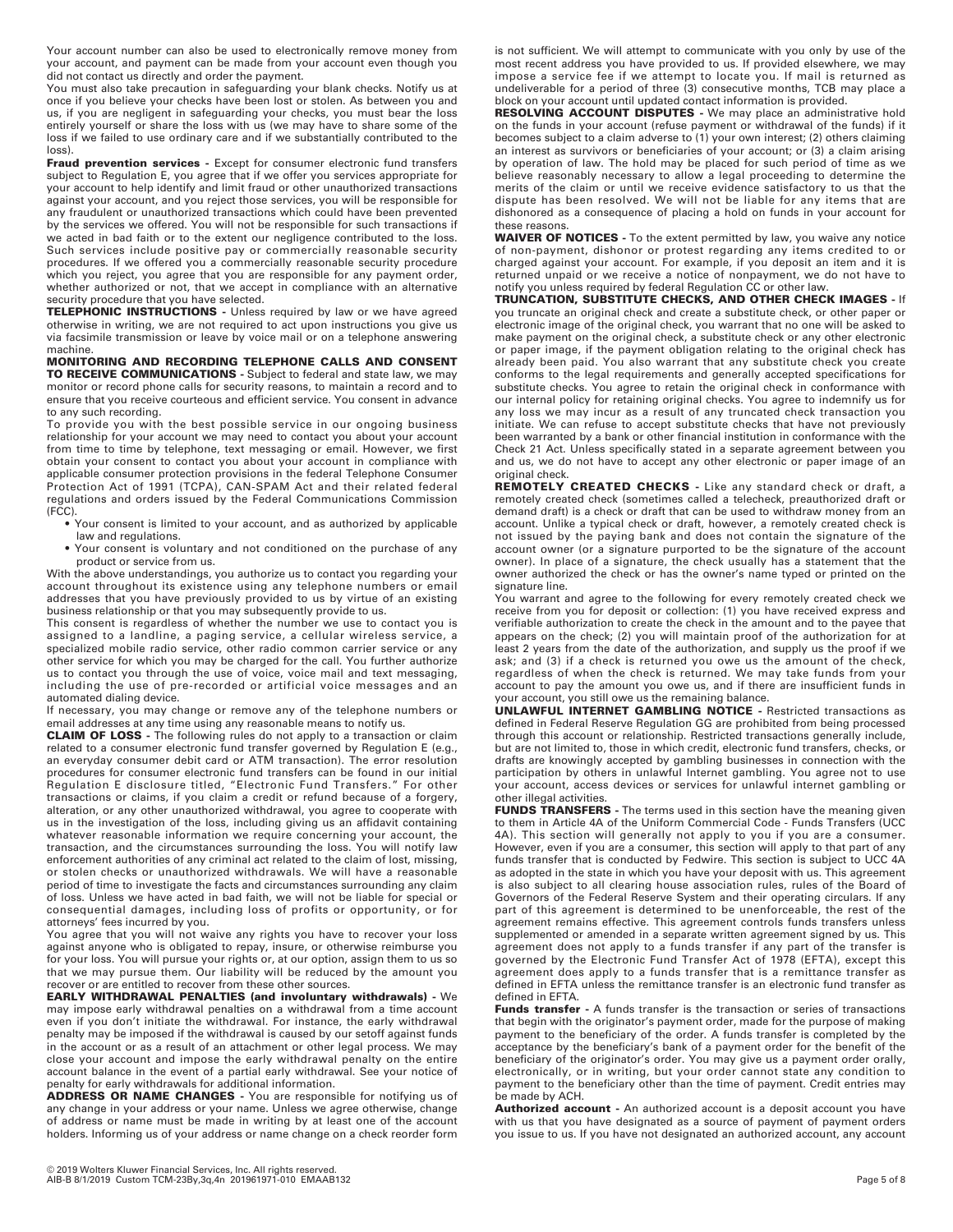Your account number can also be used to electronically remove money from your account, and payment can be made from your account even though you did not contact us directly and order the payment.

You must also take precaution in safeguarding your blank checks. Notify us at once if you believe your checks have been lost or stolen. As between you and us, if you are negligent in safeguarding your checks, you must bear the loss entirely yourself or share the loss with us (we may have to share some of the loss if we failed to use ordinary care and if we substantially contributed to the loss).

**Fraud prevention services -** Except for consumer electronic fund transfers subject to Regulation E, you agree that if we offer you services appropriate for your account to help identify and limit fraud or other unauthorized transactions against your account, and you reject those services, you will be responsible for any fraudulent or unauthorized transactions which could have been prevented by the services we offered. You will not be responsible for such transactions if we acted in bad faith or to the extent our negligence contributed to the loss. Such services include positive pay or commercially reasonable security procedures. If we offered you a commercially reasonable security procedure which you reject, you agree that you are responsible for any payment order, whether authorized or not, that we accept in compliance with an alternative security procedure that you have selected.

**TELEPHONIC INSTRUCTIONS -** Unless required by law or we have agreed otherwise in writing, we are not required to act upon instructions you give us via facsimile transmission or leave by voice mail or on a telephone answering machine.

**MONITORING AND RECORDING TELEPHONE CALLS AND CONSENT TO RECEIVE COMMUNICATIONS -** Subject to federal and state law, we may monitor or record phone calls for security reasons, to maintain a record and to ensure that you receive courteous and efficient service. You consent in advance to any such recording.

To provide you with the best possible service in our ongoing business relationship for your account we may need to contact you about your account from time to time by telephone, text messaging or email. However, we first obtain your consent to contact you about your account in compliance with applicable consumer protection provisions in the federal Telephone Consumer Protection Act of 1991 (TCPA), CAN-SPAM Act and their related federal regulations and orders issued by the Federal Communications Commission (FCC).

- Your consent is limited to your account, and as authorized by applicable law and regulations.
- Your consent is voluntary and not conditioned on the purchase of any product or service from us.

With the above understandings, you authorize us to contact you regarding your account throughout its existence using any telephone numbers or email addresses that you have previously provided to us by virtue of an existing business relationship or that you may subsequently provide to us.

This consent is regardless of whether the number we use to contact you is assigned to a landline, a paging service, a cellular wireless service, a specialized mobile radio service, other radio common carrier service or any other service for which you may be charged for the call. You further authorize us to contact you through the use of voice, voice mail and text messaging, including the use of pre-recorded or artificial voice messages and an automated dialing device.

If necessary, you may change or remove any of the telephone numbers or email addresses at any time using any reasonable means to notify us.

**CLAIM OF LOSS -** The following rules do not apply to a transaction or claim related to a consumer electronic fund transfer governed by Regulation E (e.g., an everyday consumer debit card or ATM transaction). The error resolution procedures for consumer electronic fund transfers can be found in our initial Regulation E disclosure titled, "Electronic Fund Transfers." For other transactions or claims, if you claim a credit or refund because of a forgery, alteration, or any other unauthorized withdrawal, you agree to cooperate with us in the investigation of the loss, including giving us an affidavit containing whatever reasonable information we require concerning your account, the transaction, and the circumstances surrounding the loss. You will notify law enforcement authorities of any criminal act related to the claim of lost, missing, or stolen checks or unauthorized withdrawals. We will have a reasonable period of time to investigate the facts and circumstances surrounding any claim of loss. Unless we have acted in bad faith, we will not be liable for special or consequential damages, including loss of profits or opportunity, or for attorneys' fees incurred by you.

You agree that you will not waive any rights you have to recover your loss against anyone who is obligated to repay, insure, or otherwise reimburse you for your loss. You will pursue your rights or, at our option, assign them to us so that we may pursue them. Our liability will be reduced by the amount you recover or are entitled to recover from these other sources.

**EARLY WITHDRAWAL PENALTIES (and involuntary withdrawals) -** We may impose early withdrawal penalties on a withdrawal from a time account even if you don't initiate the withdrawal. For instance, the early withdrawal penalty may be imposed if the withdrawal is caused by our setoff against funds in the account or as a result of an attachment or other legal process. We may close your account and impose the early withdrawal penalty on the entire account balance in the event of a partial early withdrawal. See your notice of penalty for early withdrawals for additional information.

**ADDRESS OR NAME CHANGES -** You are responsible for notifying us of any change in your address or your name. Unless we agree otherwise, change of address or name must be made in writing by at least one of the account holders. Informing us of your address or name change on a check reorder form is not sufficient. We will attempt to communicate with you only by use of the most recent address you have provided to us. If provided elsewhere, we may impose a service fee if we attempt to locate you. If mail is returned as undeliverable for a period of three (3) consecutive months, TCB may place a block on your account until updated contact information is provided.

**RESOLVING ACCOUNT DISPUTES -** We may place an administrative hold on the funds in your account (refuse payment or withdrawal of the funds) if it becomes subject to a claim adverse to (1) your own interest; (2) others claiming an interest as survivors or beneficiaries of your account; or (3) a claim arising by operation of law. The hold may be placed for such period of time as we believe reasonably necessary to allow a legal proceeding to determine the merits of the claim or until we receive evidence satisfactory to us that the dispute has been resolved. We will not be liable for any items that are dishonored as a consequence of placing a hold on funds in your account for these reasons.

**WAIVER OF NOTICES -** To the extent permitted by law, you waive any notice of non-payment, dishonor or protest regarding any items credited to or charged against your account. For example, if you deposit an item and it is returned unpaid or we receive a notice of nonpayment, we do not have to notify you unless required by federal Regulation CC or other law.

**TRUNCATION, SUBSTITUTE CHECKS, AND OTHER CHECK IMAGES -** If you truncate an original check and create a substitute check, or other paper or electronic image of the original check, you warrant that no one will be asked to make payment on the original check, a substitute check or any other electronic or paper image, if the payment obligation relating to the original check has already been paid. You also warrant that any substitute check you create conforms to the legal requirements and generally accepted specifications for substitute checks. You agree to retain the original check in conformance with our internal policy for retaining original checks. You agree to indemnify us for any loss we may incur as a result of any truncated check transaction you initiate. We can refuse to accept substitute checks that have not previously been warranted by a bank or other financial institution in conformance with the Check 21 Act. Unless specifically stated in a separate agreement between you and us, we do not have to accept any other electronic or paper image of an original check.

**REMOTELY CREATED CHECKS -** Like any standard check or draft, a remotely created check (sometimes called a telecheck, preauthorized draft or demand draft) is a check or draft that can be used to withdraw money from an account. Unlike a typical check or draft, however, a remotely created check is not issued by the paying bank and does not contain the signature of the account owner (or a signature purported to be the signature of the account owner). In place of a signature, the check usually has a statement that the owner authorized the check or has the owner's name typed or printed on the signature line.

You warrant and agree to the following for every remotely created check we receive from you for deposit or collection: (1) you have received express and verifiable authorization to create the check in the amount and to the payee that appears on the check; (2) you will maintain proof of the authorization for at least 2 years from the date of the authorization, and supply us the proof if we ask; and (3) if a check is returned you owe us the amount of the check, regardless of when the check is returned. We may take funds from your account to pay the amount you owe us, and if there are insufficient funds in your account, you still owe us the remaining balance.

**UNLAWFUL INTERNET GAMBLING NOTICE -** Restricted transactions as defined in Federal Reserve Regulation GG are prohibited from being processed through this account or relationship. Restricted transactions generally include, but are not limited to, those in which credit, electronic fund transfers, checks, or drafts are knowingly accepted by gambling businesses in connection with the participation by others in unlawful Internet gambling. You agree not to use your account, access devices or services for unlawful internet gambling or other illegal activities.

**FUNDS TRANSFERS -** The terms used in this section have the meaning given to them in Article 4A of the Uniform Commercial Code - Funds Transfers (UCC 4A). This section will generally not apply to you if you are a consumer. However, even if you are a consumer, this section will apply to that part of any funds transfer that is conducted by Fedwire. This section is subject to UCC 4A as adopted in the state in which you have your deposit with us. This agreement is also subject to all clearing house association rules, rules of the Board of Governors of the Federal Reserve System and their operating circulars. If any part of this agreement is determined to be unenforceable, the rest of the agreement remains effective. This agreement controls funds transfers unless supplemented or amended in a separate written agreement signed by us. This agreement does not apply to a funds transfer if any part of the transfer is governed by the Electronic Fund Transfer Act of 1978 (EFTA), except this agreement does apply to a funds transfer that is a remittance transfer as defined in EFTA unless the remittance transfer is an electronic fund transfer as defined in EFTA.

**Funds transfer -** A funds transfer is the transaction or series of transactions that begin with the originator's payment order, made for the purpose of making payment to the beneficiary of the order. A funds transfer is completed by the acceptance by the beneficiary's bank of a payment order for the benefit of the beneficiary of the originator's order. You may give us a payment order orally, electronically, or in writing, but your order cannot state any condition to payment to the beneficiary other than the time of payment. Credit entries may be made by ACH.

**Authorized account -** An authorized account is a deposit account you have with us that you have designated as a source of payment of payment orders you issue to us. If you have not designated an authorized account, any account

© 2019 Wolters Kluwer Financial Services, Inc. All rights reserved.
AIB-B 8/1/2019 Custom TCM-23By,3q,4n 201961971-010 EMAAB132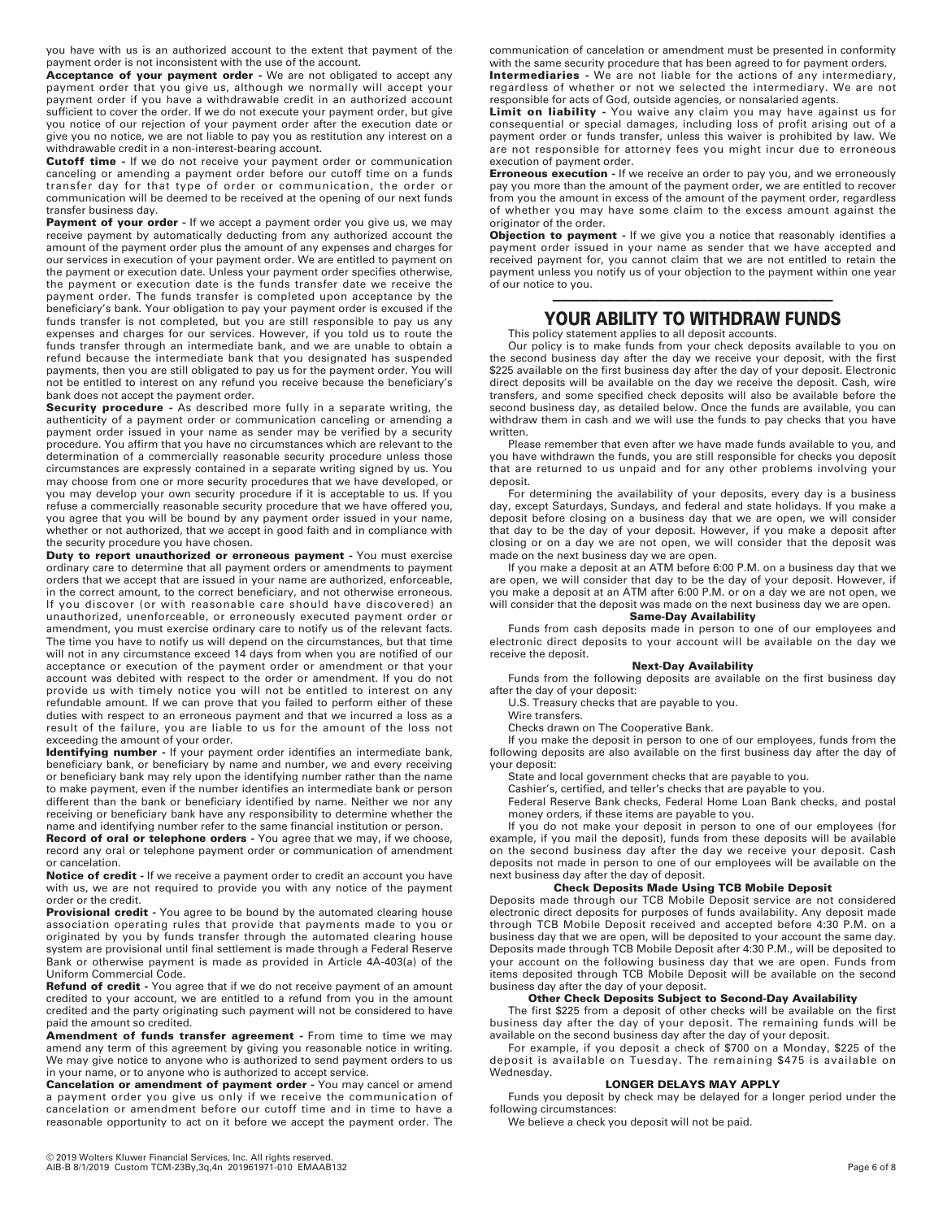you have with us is an authorized account to the extent that payment of the payment order is not inconsistent with the use of the account.

**Acceptance of your payment order -** We are not obligated to accept any payment order that you give us, although we normally will accept your payment order if you have a withdrawable credit in an authorized account sufficient to cover the order. If we do not execute your payment order, but give you notice of our rejection of your payment order after the execution date or give you no notice, we are not liable to pay you as restitution any interest on a withdrawable credit in a non-interest-bearing account.

**Cutoff time -** If we do not receive your payment order or communication canceling or amending a payment order before our cutoff time on a funds transfer day for that type of order or communication, the order or communication will be deemed to be received at the opening of our next funds transfer business day.

**Payment of your order -** If we accept a payment order you give us, we may receive payment by automatically deducting from any authorized account the amount of the payment order plus the amount of any expenses and charges for our services in execution of your payment order. We are entitled to payment on the payment or execution date. Unless your payment order specifies otherwise, the payment or execution date is the funds transfer date we receive the payment order. The funds transfer is completed upon acceptance by the beneficiary's bank. Your obligation to pay your payment order is excused if the funds transfer is not completed, but you are still responsible to pay us any expenses and charges for our services. However, if you told us to route the funds transfer through an intermediate bank, and we are unable to obtain a refund because the intermediate bank that you designated has suspended payments, then you are still obligated to pay us for the payment order. You will not be entitled to interest on any refund you receive because the beneficiary's bank does not accept the payment order.

**Security procedure -** As described more fully in a separate writing, the authenticity of a payment order or communication canceling or amending a payment order issued in your name as sender may be verified by a security procedure. You affirm that you have no circumstances which are relevant to the determination of a commercially reasonable security procedure unless those circumstances are expressly contained in a separate writing signed by us. You may choose from one or more security procedures that we have developed, or you may develop your own security procedure if it is acceptable to us. If you refuse a commercially reasonable security procedure that we have offered you, you agree that you will be bound by any payment order issued in your name, whether or not authorized, that we accept in good faith and in compliance with the security procedure you have chosen.

**Duty to report unauthorized or erroneous payment -** You must exercise ordinary care to determine that all payment orders or amendments to payment orders that we accept that are issued in your name are authorized, enforceable, in the correct amount, to the correct beneficiary, and not otherwise erroneous. If you discover (or with reasonable care should have discovered) an unauthorized, unenforceable, or erroneously executed payment order or amendment, you must exercise ordinary care to notify us of the relevant facts. The time you have to notify us will depend on the circumstances, but that time will not in any circumstance exceed 14 days from when you are notified of our acceptance or execution of the payment order or amendment or that your account was debited with respect to the order or amendment. If you do not provide us with timely notice you will not be entitled to interest on any refundable amount. If we can prove that you failed to perform either of these duties with respect to an erroneous payment and that we incurred a loss as a result of the failure, you are liable to us for the amount of the loss not exceeding the amount of your order.

**Identifying number -** If your payment order identifies an intermediate bank, beneficiary bank, or beneficiary by name and number, we and every receiving or beneficiary bank may rely upon the identifying number rather than the name to make payment, even if the number identifies an intermediate bank or person different than the bank or beneficiary identified by name. Neither we nor any receiving or beneficiary bank have any responsibility to determine whether the name and identifying number refer to the same financial institution or person.

**Record of oral or telephone orders -** You agree that we may, if we choose, record any oral or telephone payment order or communication of amendment or cancelation.

**Notice of credit -** If we receive a payment order to credit an account you have with us, we are not required to provide you with any notice of the payment order or the credit.

**Provisional credit -** You agree to be bound by the automated clearing house association operating rules that provide that payments made to you or originated by you by funds transfer through the automated clearing house system are provisional until final settlement is made through a Federal Reserve Bank or otherwise payment is made as provided in Article 4A-403(a) of the Uniform Commercial Code.

**Refund of credit -** You agree that if we do not receive payment of an amount credited to your account, we are entitled to a refund from you in the amount credited and the party originating such payment will not be considered to have paid the amount so credited.

**Amendment of funds transfer agreement -** From time to time we may amend any term of this agreement by giving you reasonable notice in writing. We may give notice to anyone who is authorized to send payment orders to us in your name, or to anyone who is authorized to accept service.

**Cancelation or amendment of payment order -** You may cancel or amend a payment order you give us only if we receive the communication of cancelation or amendment before our cutoff time and in time to have a reasonable opportunity to act on it before we accept the payment order. The communication of cancelation or amendment must be presented in conformity with the same security procedure that has been agreed to for payment orders.

**Intermediaries -** We are not liable for the actions of any intermediary, regardless of whether or not we selected the intermediary. We are not responsible for acts of God, outside agencies, or nonsalaried agents.

**Limit on liability -** You waive any claim you may have against us for consequential or special damages, including loss of profit arising out of a payment order or funds transfer, unless this waiver is prohibited by law. We are not responsible for attorney fees you might incur due to erroneous execution of payment order.

**Erroneous execution -** If we receive an order to pay you, and we erroneously pay you more than the amount of the payment order, we are entitled to recover from you the amount in excess of the amount of the payment order, regardless of whether you may have some claim to the excess amount against the originator of the order.

**Objection to payment -** If we give you a notice that reasonably identifies a payment order issued in your name as sender that we have accepted and received payment for, you cannot claim that we are not entitled to retain the payment unless you notify us of your objection to the payment within one year of our notice to you.

---

## YOUR ABILITY TO WITHDRAW FUNDS

This policy statement applies to all deposit accounts.

Our policy is to make funds from your check deposits available to you on the second business day after the day we receive your deposit, with the first $225 available on the first business day after the day of your deposit. Electronic direct deposits will be available on the day we receive the deposit. Cash, wire transfers, and some specified check deposits will also be available before the second business day, as detailed below. Once the funds are available, you can withdraw them in cash and we will use the funds to pay checks that you have written.

Please remember that even after we have made funds available to you, and you have withdrawn the funds, you are still responsible for checks you deposit that are returned to us unpaid and for any other problems involving your deposit.

For determining the availability of your deposits, every day is a business day, except Saturdays, Sundays, and federal and state holidays. If you make a deposit before closing on a business day that we are open, we will consider that day to be the day of your deposit. However, if you make a deposit after closing or on a day we are not open, we will consider that the deposit was made on the next business day we are open.

If you make a deposit at an ATM before 6:00 P.M. on a business day that we are open, we will consider that day to be the day of your deposit. However, if you make a deposit at an ATM after 6:00 P.M. or on a day we are not open, we will consider that the deposit was made on the next business day we are open.

### Same-Day Availability

Funds from cash deposits made in person to one of our employees and electronic direct deposits to your account will be available on the day we receive the deposit.

### Next-Day Availability

Funds from the following deposits are available on the first business day after the day of your deposit:

U.S. Treasury checks that are payable to you.

Wire transfers.

Checks drawn on The Cooperative Bank.

If you make the deposit in person to one of our employees, funds from the following deposits are also available on the first business day after the day of your deposit:

State and local government checks that are payable to you.

Cashier's, certified, and teller's checks that are payable to you.

Federal Reserve Bank checks, Federal Home Loan Bank checks, and postal money orders, if these items are payable to you.

If you do not make your deposit in person to one of our employees (for example, if you mail the deposit), funds from these deposits will be available on the second business day after the day we receive your deposit. Cash deposits not made in person to one of our employees will be available on the next business day after the day of deposit.

### Check Deposits Made Using TCB Mobile Deposit

Deposits made through our TCB Mobile Deposit service are not considered electronic direct deposits for purposes of funds availability. Any deposit made through TCB Mobile Deposit received and accepted before 4:30 P.M. on a business day that we are open, will be deposited to your account the same day. Deposits made through TCB Mobile Deposit after 4:30 P.M., will be deposited to your account on the following business day that we are open. Funds from items deposited through TCB Mobile Deposit will be available on the second business day after the day of your deposit.

### Other Check Deposits Subject to Second-Day Availability

The first $225 from a deposit of other checks will be available on the first business day after the day of your deposit. The remaining funds will be available on the second business day after the day of your deposit.

For example, if you deposit a check of $700 on a Monday, $225 of the deposit is available on Tuesday. The remaining $475 is available on Wednesday.

### LONGER DELAYS MAY APPLY

Funds you deposit by check may be delayed for a longer period under the following circumstances:

We believe a check you deposit will not be paid.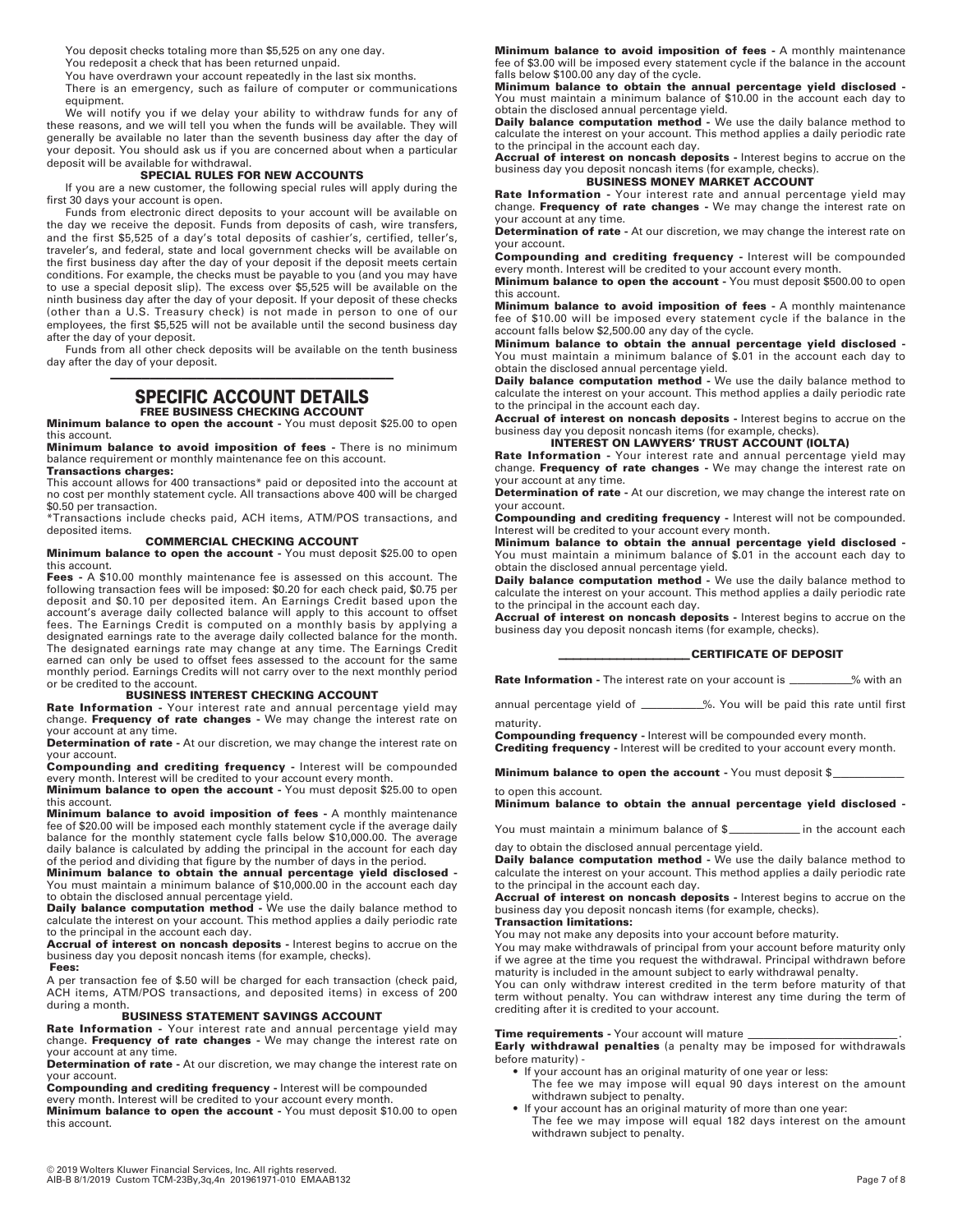You deposit checks totaling more than $5,525 on any one day.

You redeposit a check that has been returned unpaid.

You have overdrawn your account repeatedly in the last six months.

There is an emergency, such as failure of computer or communications equipment.

We will notify you if we delay your ability to withdraw funds for any of these reasons, and we will tell you when the funds will be available. They will generally be available no later than the seventh business day after the day of your deposit. You should ask us if you are concerned about when a particular deposit will be available for withdrawal.

### SPECIAL RULES FOR NEW ACCOUNTS

If you are a new customer, the following special rules will apply during the first 30 days your account is open.

Funds from electronic direct deposits to your account will be available on the day we receive the deposit. Funds from deposits of cash, wire transfers, and the first $5,525 of a day's total deposits of cashier's, certified, teller's, traveler's, and federal, state and local government checks will be available on the first business day after the day of your deposit if the deposit meets certain conditions. For example, the checks must be payable to you (and you may have to use a special deposit slip). The excess over $5,525 will be available on the ninth business day after the day of your deposit. If your deposit of these checks (other than a U.S. Treasury check) is not made in person to one of our employees, the first $5,525 will not be available until the second business day after the day of your deposit.

Funds from all other check deposits will be available on the tenth business day after the day of your deposit.

## SPECIFIC ACCOUNT DETAILS

### FREE BUSINESS CHECKING ACCOUNT

**Minimum balance to open the account -** You must deposit $25.00 to open this account.

**Minimum balance to avoid imposition of fees -** There is no minimum balance requirement or monthly maintenance fee on this account.

**Transactions charges:**

This account allows for 400 transactions* paid or deposited into the account at no cost per monthly statement cycle. All transactions above 400 will be charged $0.50 per transaction.

*Transactions include checks paid, ACH items, ATM/POS transactions, and deposited items.

### COMMERCIAL CHECKING ACCOUNT

**Minimum balance to open the account -** You must deposit $25.00 to open this account.

**Fees -** A $10.00 monthly maintenance fee is assessed on this account. The following transaction fees will be imposed: $0.20 for each check paid, $0.75 per deposit and $0.10 per deposited item. An Earnings Credit based upon the account's average daily collected balance will apply to this account to offset fees. The Earnings Credit is computed on a monthly basis by applying a designated earnings rate to the average daily collected balance for the month. The designated earnings rate may change at any time. The Earnings Credit earned can only be used to offset fees assessed to the account for the same monthly period. Earnings Credits will not carry over to the next monthly period or be credited to the account.

### BUSINESS INTEREST CHECKING ACCOUNT

**Rate Information -** Your interest rate and annual percentage yield may change. **Frequency of rate changes -** We may change the interest rate on your account at any time.

**Determination of rate -** At our discretion, we may change the interest rate on your account.

**Compounding and crediting frequency -** Interest will be compounded every month. Interest will be credited to your account every month.

**Minimum balance to open the account -** You must deposit $25.00 to open this account.

**Minimum balance to avoid imposition of fees -** A monthly maintenance fee of $20.00 will be imposed each monthly statement cycle if the average daily balance for the monthly statement cycle falls below $10,000.00. The average daily balance is calculated by adding the principal in the account for each day of the period and dividing that figure by the number of days in the period.

**Minimum balance to obtain the annual percentage yield disclosed -** You must maintain a minimum balance of $10,000.00 in the account each day to obtain the disclosed annual percentage yield.

**Daily balance computation method -** We use the daily balance method to calculate the interest on your account. This method applies a daily periodic rate to the principal in the account each day.

**Accrual of interest on noncash deposits -** Interest begins to accrue on the business day you deposit noncash items (for example, checks).

**Fees:**

A per transaction fee of $.50 will be charged for each transaction (check paid, ACH items, ATM/POS transactions, and deposited items) in excess of 200 during a month.

### BUSINESS STATEMENT SAVINGS ACCOUNT

**Rate Information -** Your interest rate and annual percentage yield may change. **Frequency of rate changes -** We may change the interest rate on your account at any time.

**Determination of rate -** At our discretion, we may change the interest rate on your account.

**Compounding and crediting frequency -** Interest will be compounded every month. Interest will be credited to your account every month.

**Minimum balance to open the account -** You must deposit $10.00 to open this account.

**Minimum balance to avoid imposition of fees -** A monthly maintenance fee of $3.00 will be imposed every statement cycle if the balance in the account falls below $100.00 any day of the cycle.

**Minimum balance to obtain the annual percentage yield disclosed -** You must maintain a minimum balance of $10.00 in the account each day to obtain the disclosed annual percentage yield.

**Daily balance computation method -** We use the daily balance method to calculate the interest on your account. This method applies a daily periodic rate to the principal in the account each day.

**Accrual of interest on noncash deposits -** Interest begins to accrue on the business day you deposit noncash items (for example, checks).

### BUSINESS MONEY MARKET ACCOUNT

**Rate Information -** Your interest rate and annual percentage yield may change. **Frequency of rate changes -** We may change the interest rate on your account at any time.

**Determination of rate -** At our discretion, we may change the interest rate on your account.

**Compounding and crediting frequency -** Interest will be compounded every month. Interest will be credited to your account every month.

**Minimum balance to open the account -** You must deposit $500.00 to open this account.

**Minimum balance to avoid imposition of fees -** A monthly maintenance fee of $10.00 will be imposed every statement cycle if the balance in the account falls below $2,500.00 any day of the cycle.

**Minimum balance to obtain the annual percentage yield disclosed -** You must maintain a minimum balance of $.01 in the account each day to obtain the disclosed annual percentage yield.

**Daily balance computation method -** We use the daily balance method to calculate the interest on your account. This method applies a daily periodic rate to the principal in the account each day.

**Accrual of interest on noncash deposits -** Interest begins to accrue on the business day you deposit noncash items (for example, checks).

### INTEREST ON LAWYERS' TRUST ACCOUNT (IOLTA)

**Rate Information -** Your interest rate and annual percentage yield may change. **Frequency of rate changes -** We may change the interest rate on your account at any time.

**Determination of rate -** At our discretion, we may change the interest rate on your account.

**Compounding and crediting frequency -** Interest will not be compounded. Interest will be credited to your account every month.

**Minimum balance to obtain the annual percentage yield disclosed -** You must maintain a minimum balance of $.01 in the account each day to obtain the disclosed annual percentage yield.

**Daily balance computation method -** We use the daily balance method to calculate the interest on your account. This method applies a daily periodic rate to the principal in the account each day.

**Accrual of interest on noncash deposits -** Interest begins to accrue on the business day you deposit noncash items (for example, checks).

### ____________ CERTIFICATE OF DEPOSIT

**Rate Information -** The interest rate on your account is __________% with an annual percentage yield of __________%. You will be paid this rate until first maturity.

**Compounding frequency -** Interest will be compounded every month.

**Crediting frequency -** Interest will be credited to your account every month.

**Minimum balance to open the account -** You must deposit $__________ to open this account.

**Minimum balance to obtain the annual percentage yield disclosed -** You must maintain a minimum balance of $__________ in the account each day to obtain the disclosed annual percentage yield.

**Daily balance computation method -** We use the daily balance method to calculate the interest on your account. This method applies a daily periodic rate to the principal in the account each day.

**Accrual of interest on noncash deposits -** Interest begins to accrue on the business day you deposit noncash items (for example, checks).

**Transaction limitations:**

You may not make any deposits into your account before maturity.

You may make withdrawals of principal from your account before maturity only if we agree at the time you request the withdrawal. Principal withdrawn before maturity is included in the amount subject to early withdrawal penalty.

You can only withdraw interest credited in the term before maturity of that term without penalty. You can withdraw interest any time during the term of crediting after it is credited to your account.

**Time requirements -** Your account will mature ______________________.

**Early withdrawal penalties** (a penalty may be imposed for withdrawals before maturity) -

- If your account has an original maturity of one year or less:
  The fee we may impose will equal 90 days interest on the amount withdrawn subject to penalty.
- If your account has an original maturity of more than one year:
  The fee we may impose will equal 182 days interest on the amount withdrawn subject to penalty.

© 2019 Wolters Kluwer Financial Services, Inc. All rights reserved.
AIB-B 8/1/2019 Custom TCM-23By,3q,4n 201961971-010 EMAAB132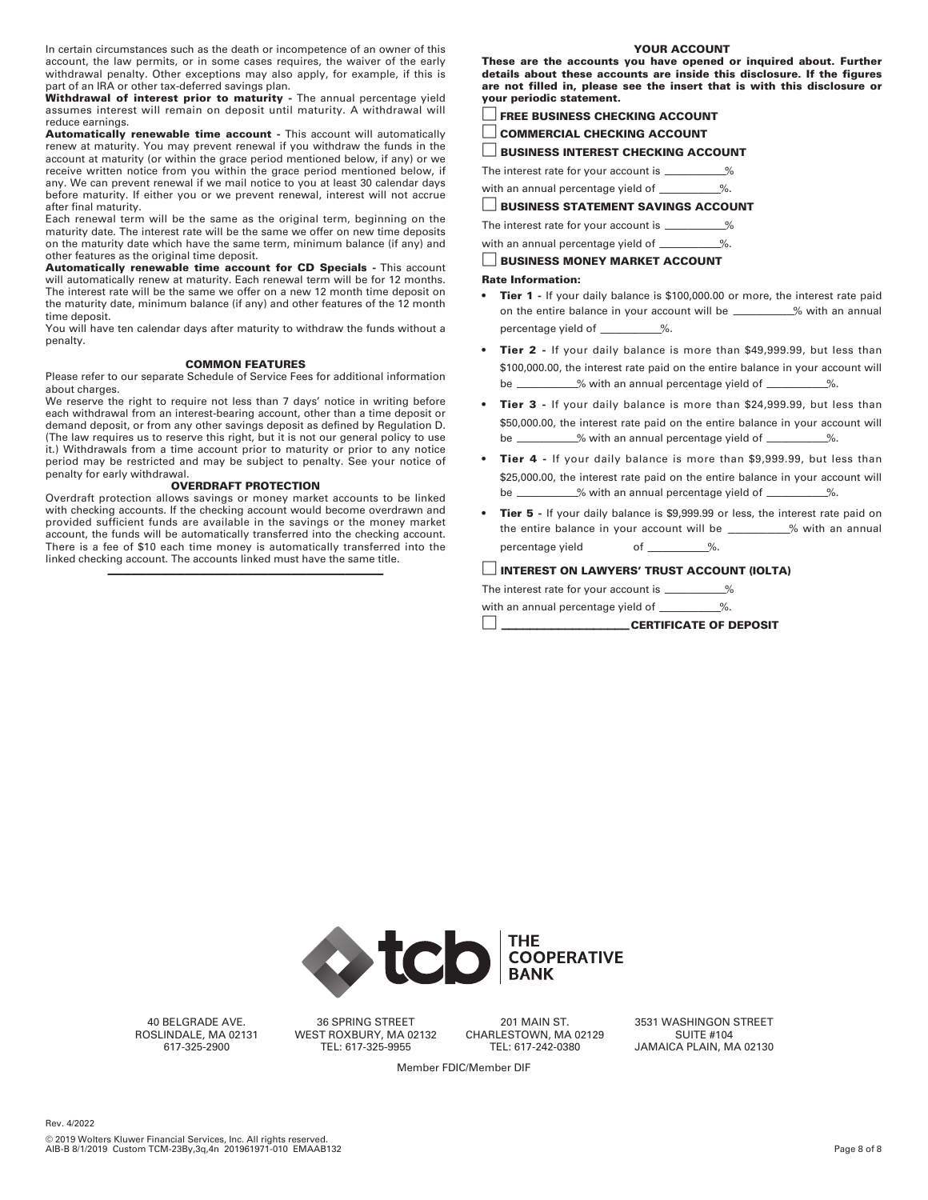In certain circumstances such as the death or incompetence of an owner of this account, the law permits, or in some cases requires, the waiver of the early withdrawal penalty. Other exceptions may also apply, for example, if this is part of an IRA or other tax-deferred savings plan.

**Withdrawal of interest prior to maturity -** The annual percentage yield assumes interest will remain on deposit until maturity. A withdrawal will reduce earnings.

**Automatically renewable time account -** This account will automatically renew at maturity. You may prevent renewal if you withdraw the funds in the account at maturity (or within the grace period mentioned below, if any) or we receive written notice from you within the grace period mentioned below, if any. We can prevent renewal if we mail notice to you at least 30 calendar days before maturity. If either you or we prevent renewal, interest will not accrue after final maturity.

Each renewal term will be the same as the original term, beginning on the maturity date. The interest rate will be the same we offer on new time deposits on the maturity date which have the same term, minimum balance (if any) and other features as the original time deposit.

**Automatically renewable time account for CD Specials -** This account will automatically renew at maturity. Each renewal term will be for 12 months. The interest rate will be the same we offer on a new 12 month time deposit on the maturity date, minimum balance (if any) and other features of the 12 month time deposit.

You will have ten calendar days after maturity to withdraw the funds without a penalty.

## COMMON FEATURES

Please refer to our separate Schedule of Service Fees for additional information about charges.

We reserve the right to require not less than 7 days' notice in writing before each withdrawal from an interest-bearing account, other than a time deposit or demand deposit, or from any other savings deposit as defined by Regulation D. (The law requires us to reserve this right, but it is not our general policy to use it.) Withdrawals from a time account prior to maturity or prior to any notice period may be restricted and may be subject to penalty. See your notice of penalty for early withdrawal.

## OVERDRAFT PROTECTION

Overdraft protection allows savings or money market accounts to be linked with checking accounts. If the checking account would become overdrawn and provided sufficient funds are available in the savings or the money market account, the funds will be automatically transferred into the checking account. There is a fee of $10 each time money is automatically transferred into the linked checking account. The accounts linked must have the same title.

---

## YOUR ACCOUNT

**These are the accounts you have opened or inquired about. Further details about these accounts are inside this disclosure. If the figures are not filled in, please see the insert that is with this disclosure or your periodic statement.**

☐ **FREE BUSINESS CHECKING ACCOUNT**

☐ **COMMERCIAL CHECKING ACCOUNT**

☐ **BUSINESS INTEREST CHECKING ACCOUNT**

The interest rate for your account is __________%
with an annual percentage yield of __________%.

☐ **BUSINESS STATEMENT SAVINGS ACCOUNT**

The interest rate for your account is __________%
with an annual percentage yield of __________%.

☐ **BUSINESS MONEY MARKET ACCOUNT**

**Rate Information:**

- **Tier 1 -** If your daily balance is $100,000.00 or more, the interest rate paid on the entire balance in your account will be __________% with an annual percentage yield of __________%.
- **Tier 2 -** If your daily balance is more than $49,999.99, but less than $100,000.00, the interest rate paid on the entire balance in your account will be __________% with an annual percentage yield of __________%.
- **Tier 3 -** If your daily balance is more than $24,999.99, but less than $50,000.00, the interest rate paid on the entire balance in your account will be __________% with an annual percentage yield of __________%.
- **Tier 4 -** If your daily balance is more than $9,999.99, but less than $25,000.00, the interest rate paid on the entire balance in your account will be __________% with an annual percentage yield of __________%.
- **Tier 5 -** If your daily balance is $9,999.99 or less, the interest rate paid on the entire balance in your account will be __________% with an annual percentage yield of __________%.

☐ **INTEREST ON LAWYERS' TRUST ACCOUNT (IOLTA)**

The interest rate for your account is __________%
with an annual percentage yield of __________%.

☐ __________________ **CERTIFICATE OF DEPOSIT**

tcb THE COOPERATIVE BANK

40 BELGRADE AVE.
ROSLINDALE, MA 02131
617-325-2900

36 SPRING STREET
WEST ROXBURY, MA 02132
TEL: 617-325-9955

201 MAIN ST.
CHARLESTOWN, MA 02129
TEL: 617-242-0380

3531 WASHINGON STREET
SUITE #104
JAMAICA PLAIN, MA 02130

Member FDIC/Member DIF

Rev. 4/2022

© 2019 Wolters Kluwer Financial Services, Inc. All rights reserved.
AIB-B 8/1/2019 Custom TCM-23By,3q,4n 201961971-010 EMAAB132